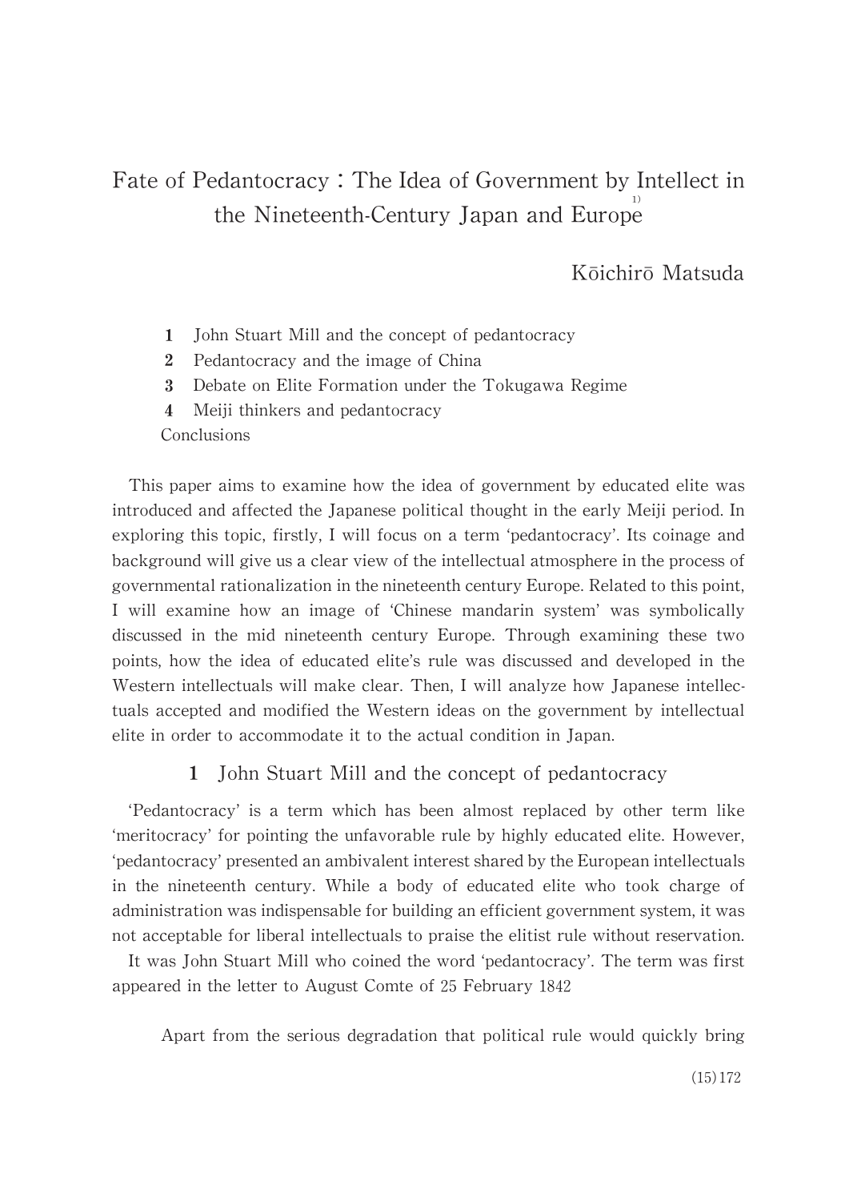# Fate of Pedantocracy : The Idea of Government by Intellect in the Nineteenth-Century Japan and Europe[1)]

Kōichirō Matsuda

1 John Stuart Mill and the concept of pedantocracy
2 Pedantocracy and the image of China
3 Debate on Elite Formation under the Tokugawa Regime
4 Meiji thinkers and pedantocracy
Conclusions

This paper aims to examine how the idea of government by educated elite was introduced and affected the Japanese political thought in the early Meiji period. In exploring this topic, firstly, I will focus on a term 'pedantocracy'. Its coinage and background will give us a clear view of the intellectual atmosphere in the process of governmental rationalization in the nineteenth century Europe. Related to this point, I will examine how an image of 'Chinese mandarin system' was symbolically discussed in the mid nineteenth century Europe. Through examining these two points, how the idea of educated elite's rule was discussed and developed in the Western intellectuals will make clear. Then, I will analyze how Japanese intellectuals accepted and modified the Western ideas on the government by intellectual elite in order to accommodate it to the actual condition in Japan.

## 1 John Stuart Mill and the concept of pedantocracy

'Pedantocracy' is a term which has been almost replaced by other term like 'meritocracy' for pointing the unfavorable rule by highly educated elite. However, 'pedantocracy' presented an ambivalent interest shared by the European intellectuals in the nineteenth century. While a body of educated elite who took charge of administration was indispensable for building an efficient government system, it was not acceptable for liberal intellectuals to praise the elitist rule without reservation.

It was John Stuart Mill who coined the word 'pedantocracy'. The term was first appeared in the letter to August Comte of 25 February 1842

Apart from the serious degradation that political rule would quickly bring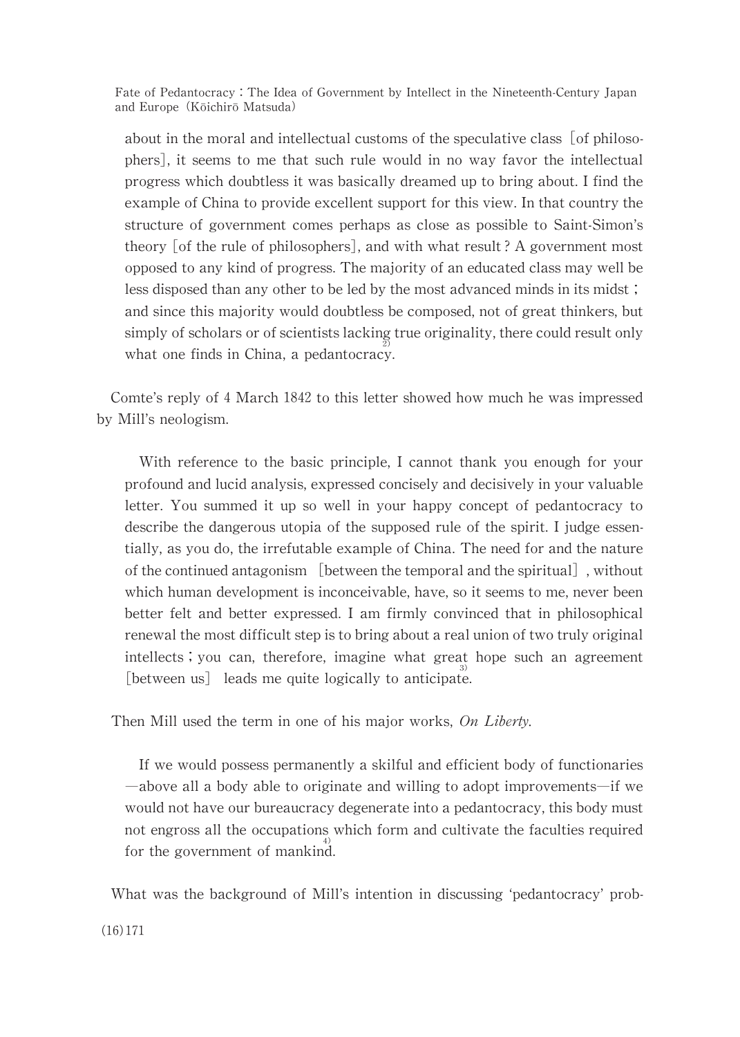> about in the moral and intellectual customs of the speculative class [of philosophers], it seems to me that such rule would in no way favor the intellectual progress which doubtless it was basically dreamed up to bring about. I find the example of China to provide excellent support for this view. In that country the structure of government comes perhaps as close as possible to Saint-Simon's theory [of the rule of philosophers], and with what result ? A government most opposed to any kind of progress. The majority of an educated class may well be less disposed than any other to be led by the most advanced minds in its midst ; and since this majority would doubtless be composed, not of great thinkers, but simply of scholars or of scientists lacking true originality, there could result only what one finds in China, a pedantocracy.[2)]

Comte's reply of 4 March 1842 to this letter showed how much he was impressed by Mill's neologism.

> With reference to the basic principle, I cannot thank you enough for your profound and lucid analysis, expressed concisely and decisively in your valuable letter. You summed it up so well in your happy concept of pedantocracy to describe the dangerous utopia of the supposed rule of the spirit. I judge essentially, as you do, the irrefutable example of China. The need for and the nature of the continued antagonism [between the temporal and the spiritual], without which human development is inconceivable, have, so it seems to me, never been better felt and better expressed. I am firmly convinced that in philosophical renewal the most difficult step is to bring about a real union of two truly original intellects ; you can, therefore, imagine what great hope such an agreement [between us] leads me quite logically to anticipate.[3)]

Then Mill used the term in one of his major works, *On Liberty*.

> If we would possess permanently a skilful and efficient body of functionaries —above all a body able to originate and willing to adopt improvements—if we would not have our bureaucracy degenerate into a pedantocracy, this body must not engross all the occupations which form and cultivate the faculties required for the government of mankind.[4)]

What was the background of Mill's intention in discussing 'pedantocracy' prob-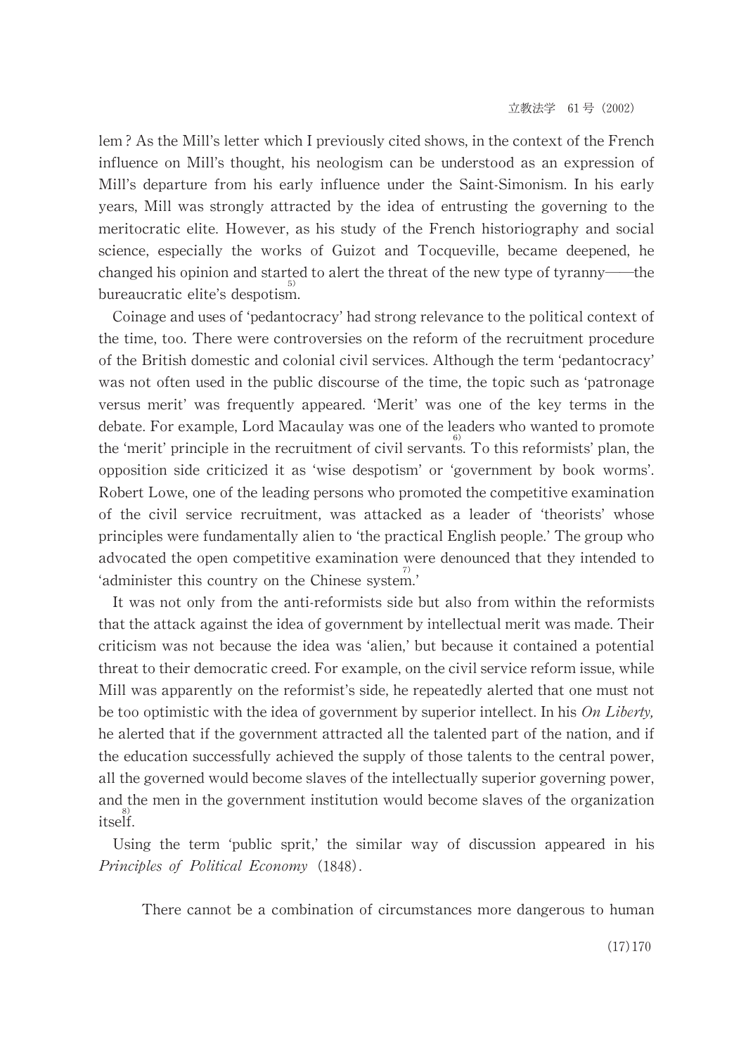lem ? As the Mill's letter which I previously cited shows, in the context of the French influence on Mill's thought, his neologism can be understood as an expression of Mill's departure from his early influence under the Saint-Simonism. In his early years, Mill was strongly attracted by the idea of entrusting the governing to the meritocratic elite. However, as his study of the French historiography and social science, especially the works of Guizot and Tocqueville, became deepened, he changed his opinion and started to alert the threat of the new type of tyranny——the bureaucratic elite's despotism.[5)]

Coinage and uses of 'pedantocracy' had strong relevance to the political context of the time, too. There were controversies on the reform of the recruitment procedure of the British domestic and colonial civil services. Although the term 'pedantocracy' was not often used in the public discourse of the time, the topic such as 'patronage versus merit' was frequently appeared. 'Merit' was one of the key terms in the debate. For example, Lord Macaulay was one of the leaders who wanted to promote the 'merit' principle in the recruitment of civil servants.[6)] To this reformists' plan, the opposition side criticized it as 'wise despotism' or 'government by book worms'. Robert Lowe, one of the leading persons who promoted the competitive examination of the civil service recruitment, was attacked as a leader of 'theorists' whose principles were fundamentally alien to 'the practical English people.' The group who advocated the open competitive examination were denounced that they intended to 'administer this country on the Chinese system.'[7)]

It was not only from the anti-reformists side but also from within the reformists that the attack against the idea of government by intellectual merit was made. Their criticism was not because the idea was 'alien,' but because it contained a potential threat to their democratic creed. For example, on the civil service reform issue, while Mill was apparently on the reformist's side, he repeatedly alerted that one must not be too optimistic with the idea of government by superior intellect. In his *On Liberty,* he alerted that if the government attracted all the talented part of the nation, and if the education successfully achieved the supply of those talents to the central power, all the governed would become slaves of the intellectually superior governing power, and the men in the government institution would become slaves of the organization itself.[8)]

Using the term 'public sprit,' the similar way of discussion appeared in his *Principles of Political Economy* (1848).

> There cannot be a combination of circumstances more dangerous to human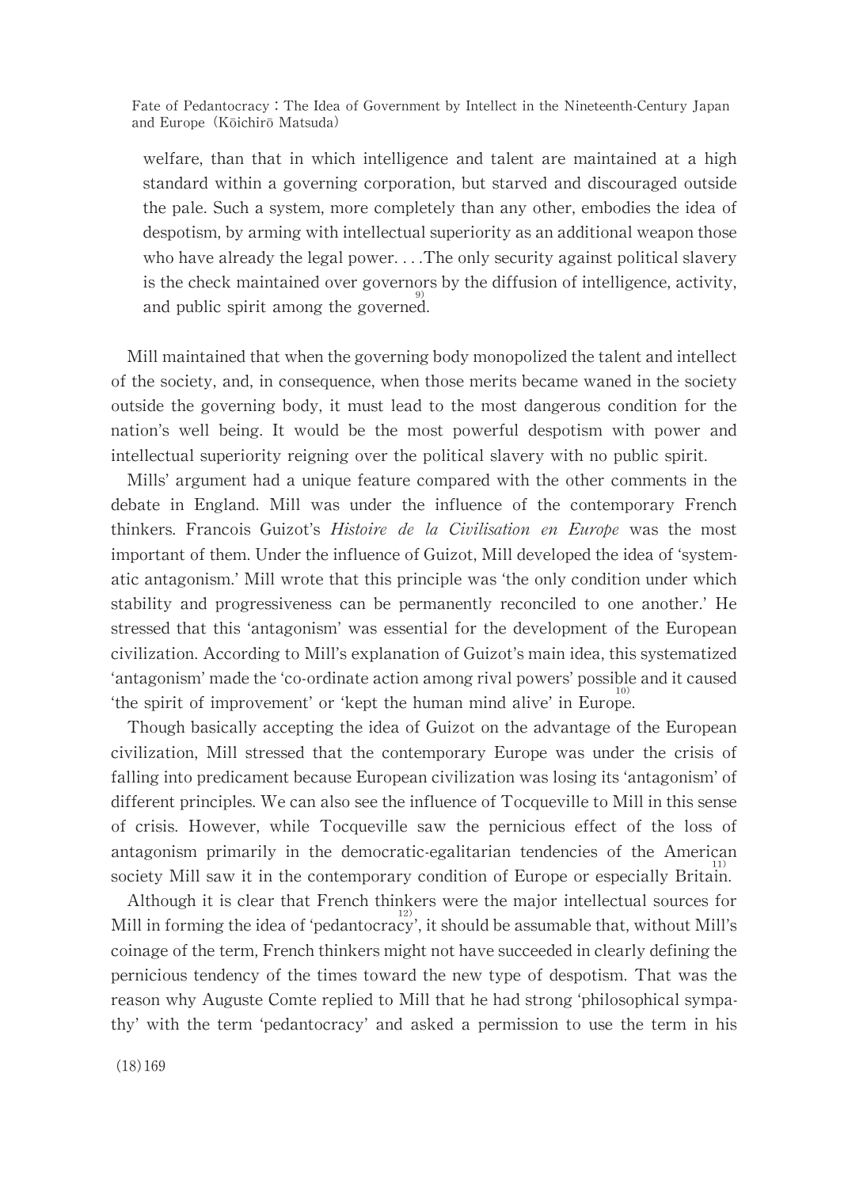> welfare, than that in which intelligence and talent are maintained at a high standard within a governing corporation, but starved and discouraged outside the pale. Such a system, more completely than any other, embodies the idea of despotism, by arming with intellectual superiority as an additional weapon those who have already the legal power. . . .The only security against political slavery is the check maintained over governors by the diffusion of intelligence, activity, and public spirit among the governed.[9]

Mill maintained that when the governing body monopolized the talent and intellect of the society, and, in consequence, when those merits became waned in the society outside the governing body, it must lead to the most dangerous condition for the nation's well being. It would be the most powerful despotism with power and intellectual superiority reigning over the political slavery with no public spirit.

Mills' argument had a unique feature compared with the other comments in the debate in England. Mill was under the influence of the contemporary French thinkers. Francois Guizot's *Histoire de la Civilisation en Europe* was the most important of them. Under the influence of Guizot, Mill developed the idea of 'systematic antagonism.' Mill wrote that this principle was 'the only condition under which stability and progressiveness can be permanently reconciled to one another.' He stressed that this 'antagonism' was essential for the development of the European civilization. According to Mill's explanation of Guizot's main idea, this systematized 'antagonism' made the 'co-ordinate action among rival powers' possible and it caused 'the spirit of improvement' or 'kept the human mind alive' in Europe.[10]

Though basically accepting the idea of Guizot on the advantage of the European civilization, Mill stressed that the contemporary Europe was under the crisis of falling into predicament because European civilization was losing its 'antagonism' of different principles. We can also see the influence of Tocqueville to Mill in this sense of crisis. However, while Tocqueville saw the pernicious effect of the loss of antagonism primarily in the democratic-egalitarian tendencies of the American society Mill saw it in the contemporary condition of Europe or especially Britain.[11]

Although it is clear that French thinkers were the major intellectual sources for Mill in forming the idea of 'pedantocracy'[12], it should be assumable that, without Mill's coinage of the term, French thinkers might not have succeeded in clearly defining the pernicious tendency of the times toward the new type of despotism. That was the reason why Auguste Comte replied to Mill that he had strong 'philosophical sympathy' with the term 'pedantocracy' and asked a permission to use the term in his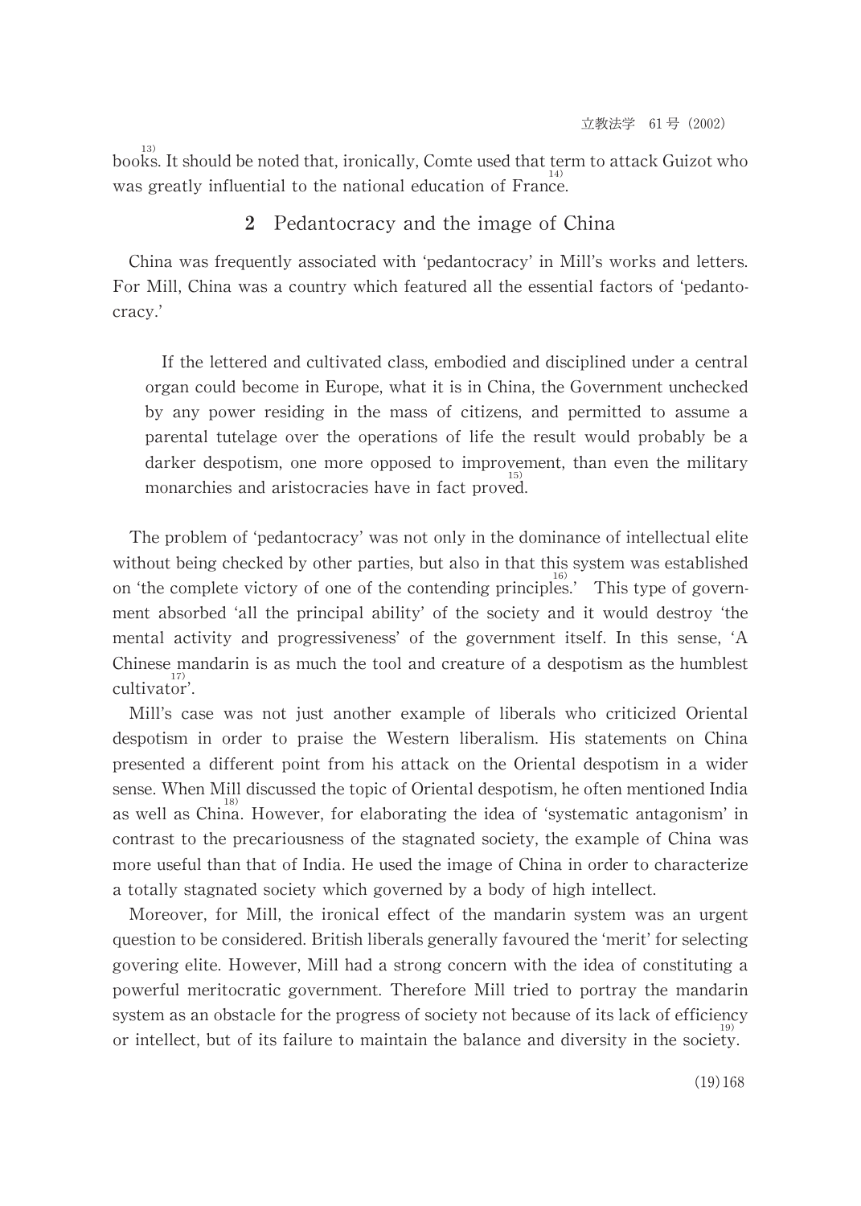books.[13] It should be noted that, ironically, Comte used that term to attack Guizot who was greatly influential to the national education of France.[14]

## 2 Pedantocracy and the image of China

China was frequently associated with 'pedantocracy' in Mill's works and letters. For Mill, China was a country which featured all the essential factors of 'pedantocracy.'

> If the lettered and cultivated class, embodied and disciplined under a central organ could become in Europe, what it is in China, the Government unchecked by any power residing in the mass of citizens, and permitted to assume a parental tutelage over the operations of life the result would probably be a darker despotism, one more opposed to improvement, than even the military monarchies and aristocracies have in fact proved.[15]

The problem of 'pedantocracy' was not only in the dominance of intellectual elite without being checked by other parties, but also in that this system was established on 'the complete victory of one of the contending principles.'[16] This type of government absorbed 'all the principal ability' of the society and it would destroy 'the mental activity and progressiveness' of the government itself. In this sense, 'A Chinese mandarin is as much the tool and creature of a despotism as the humblest cultivator'.[17]

Mill's case was not just another example of liberals who criticized Oriental despotism in order to praise the Western liberalism. His statements on China presented a different point from his attack on the Oriental despotism in a wider sense. When Mill discussed the topic of Oriental despotism, he often mentioned India as well as China.[18] However, for elaborating the idea of 'systematic antagonism' in contrast to the precariousness of the stagnated society, the example of China was more useful than that of India. He used the image of China in order to characterize a totally stagnated society which governed by a body of high intellect.

Moreover, for Mill, the ironical effect of the mandarin system was an urgent question to be considered. British liberals generally favoured the 'merit' for selecting govering elite. However, Mill had a strong concern with the idea of constituting a powerful meritocratic government. Therefore Mill tried to portray the mandarin system as an obstacle for the progress of society not because of its lack of efficiency or intellect, but of its failure to maintain the balance and diversity in the society.[19]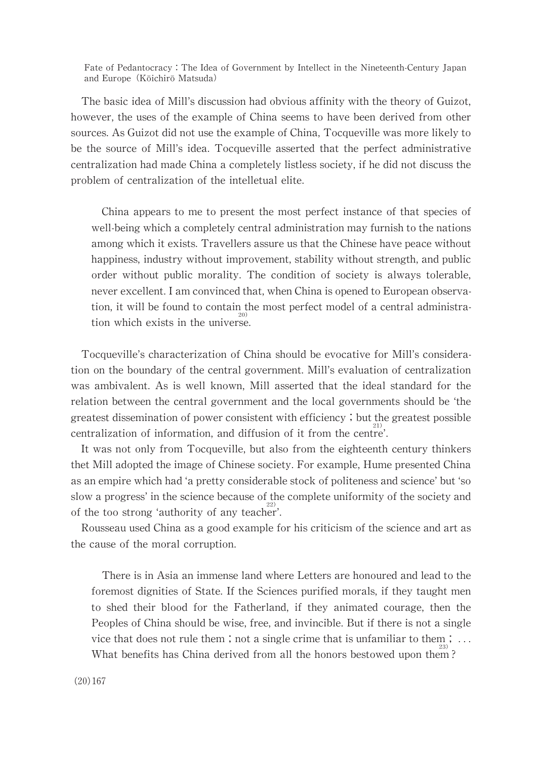The basic idea of Mill's discussion had obvious affinity with the theory of Guizot, however, the uses of the example of China seems to have been derived from other sources. As Guizot did not use the example of China, Tocqueville was more likely to be the source of Mill's idea. Tocqueville asserted that the perfect administrative centralization had made China a completely listless society, if he did not discuss the problem of centralization of the intelletual elite.

> China appears to me to present the most perfect instance of that species of well-being which a completely central administration may furnish to the nations among which it exists. Travellers assure us that the Chinese have peace without happiness, industry without improvement, stability without strength, and public order without public morality. The condition of society is always tolerable, never excellent. I am convinced that, when China is opened to European observation, it will be found to contain the most perfect model of a central administration which exists in the universe.[20]

Tocqueville's characterization of China should be evocative for Mill's consideration on the boundary of the central government. Mill's evaluation of centralization was ambivalent. As is well known, Mill asserted that the ideal standard for the relation between the central government and the local governments should be 'the greatest dissemination of power consistent with efficiency ; but the greatest possible centralization of information, and diffusion of it from the centre'.[21]

It was not only from Tocqueville, but also from the eighteenth century thinkers thet Mill adopted the image of Chinese society. For example, Hume presented China as an empire which had 'a pretty considerable stock of politeness and science' but 'so slow a progress' in the science because of the complete uniformity of the society and of the too strong 'authority of any teacher'.[22]

Rousseau used China as a good example for his criticism of the science and art as the cause of the moral corruption.

> There is in Asia an immense land where Letters are honoured and lead to the foremost dignities of State. If the Sciences purified morals, if they taught men to shed their blood for the Fatherland, if they animated courage, then the Peoples of China should be wise, free, and invincible. But if there is not a single vice that does not rule them ; not a single crime that is unfamiliar to them ; ... What benefits has China derived from all the honors bestowed upon them?[23]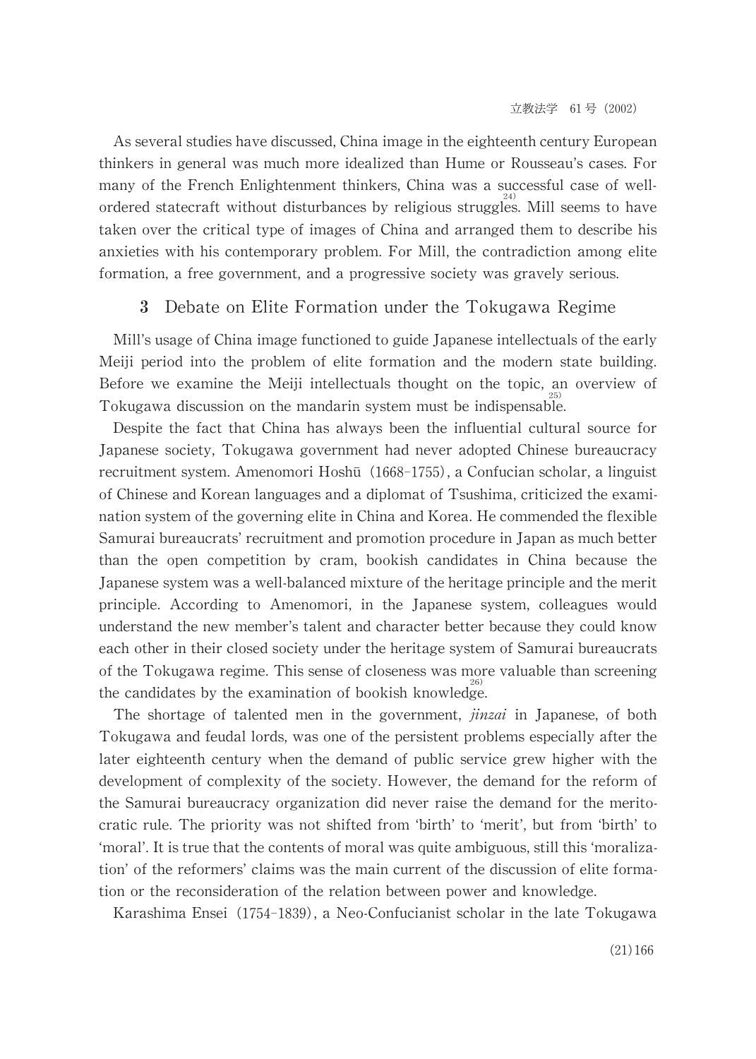As several studies have discussed, China image in the eighteenth century European thinkers in general was much more idealized than Hume or Rousseau's cases. For many of the French Enlightenment thinkers, China was a successful case of well-ordered statecraft without disturbances by religious struggles.[24] Mill seems to have taken over the critical type of images of China and arranged them to describe his anxieties with his contemporary problem. For Mill, the contradiction among elite formation, a free government, and a progressive society was gravely serious.

## 3 Debate on Elite Formation under the Tokugawa Regime

Mill's usage of China image functioned to guide Japanese intellectuals of the early Meiji period into the problem of elite formation and the modern state building. Before we examine the Meiji intellectuals thought on the topic, an overview of Tokugawa discussion on the mandarin system must be indispensable.[25]

Despite the fact that China has always been the influential cultural source for Japanese society, Tokugawa government had never adopted Chinese bureaucracy recruitment system. Amenomori Hoshū (1668-1755), a Confucian scholar, a linguist of Chinese and Korean languages and a diplomat of Tsushima, criticized the examination system of the governing elite in China and Korea. He commended the flexible Samurai bureaucrats' recruitment and promotion procedure in Japan as much better than the open competition by cram, bookish candidates in China because the Japanese system was a well-balanced mixture of the heritage principle and the merit principle. According to Amenomori, in the Japanese system, colleagues would understand the new member's talent and character better because they could know each other in their closed society under the heritage system of Samurai bureaucrats of the Tokugawa regime. This sense of closeness was more valuable than screening the candidates by the examination of bookish knowledge.[26]

The shortage of talented men in the government, *jinzai* in Japanese, of both Tokugawa and feudal lords, was one of the persistent problems especially after the later eighteenth century when the demand of public service grew higher with the development of complexity of the society. However, the demand for the reform of the Samurai bureaucracy organization did never raise the demand for the meritocratic rule. The priority was not shifted from 'birth' to 'merit', but from 'birth' to 'moral'. It is true that the contents of moral was quite ambiguous, still this 'moralization' of the reformers' claims was the main current of the discussion of elite formation or the reconsideration of the relation between power and knowledge.

Karashima Ensei (1754-1839), a Neo-Confucianist scholar in the late Tokugawa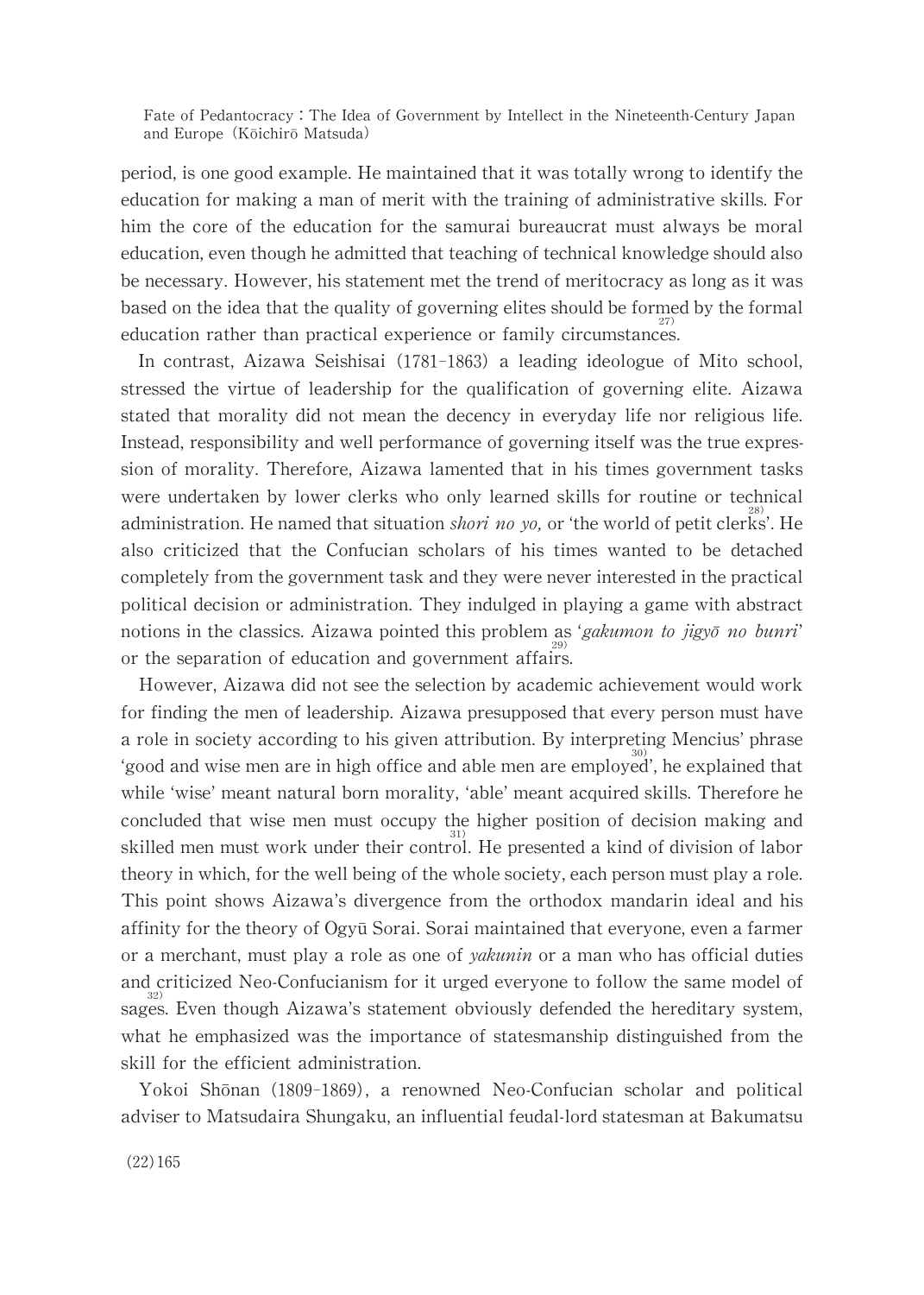period, is one good example. He maintained that it was totally wrong to identify the education for making a man of merit with the training of administrative skills. For him the core of the education for the samurai bureaucrat must always be moral education, even though he admitted that teaching of technical knowledge should also be necessary. However, his statement met the trend of meritocracy as long as it was based on the idea that the quality of governing elites should be formed by the formal education rather than practical experience or family circumstances.[27]

In contrast, Aizawa Seishisai (1781–1863) a leading ideologue of Mito school, stressed the virtue of leadership for the qualification of governing elite. Aizawa stated that morality did not mean the decency in everyday life nor religious life. Instead, responsibility and well performance of governing itself was the true expression of morality. Therefore, Aizawa lamented that in his times government tasks were undertaken by lower clerks who only learned skills for routine or technical administration. He named that situation *shori no yo,* or 'the world of petit clerks'.[28] He also criticized that the Confucian scholars of his times wanted to be detached completely from the government task and they were never interested in the practical political decision or administration. They indulged in playing a game with abstract notions in the classics. Aizawa pointed this problem as '*gakumon to jigyō no bunri*' or the separation of education and government affairs.[29]

However, Aizawa did not see the selection by academic achievement would work for finding the men of leadership. Aizawa presupposed that every person must have a role in society according to his given attribution. By interpreting Mencius' phrase 'good and wise men are in high office and able men are employed',[30] he explained that while 'wise' meant natural born morality, 'able' meant acquired skills. Therefore he concluded that wise men must occupy the higher position of decision making and skilled men must work under their control.[31] He presented a kind of division of labor theory in which, for the well being of the whole society, each person must play a role. This point shows Aizawa's divergence from the orthodox mandarin ideal and his affinity for the theory of Ogyū Sorai. Sorai maintained that everyone, even a farmer or a merchant, must play a role as one of *yakunin* or a man who has official duties and criticized Neo-Confucianism for it urged everyone to follow the same model of sages.[32] Even though Aizawa's statement obviously defended the hereditary system, what he emphasized was the importance of statesmanship distinguished from the skill for the efficient administration.

Yokoi Shōnan (1809–1869), a renowned Neo-Confucian scholar and political adviser to Matsudaira Shungaku, an influential feudal-lord statesman at Bakumatsu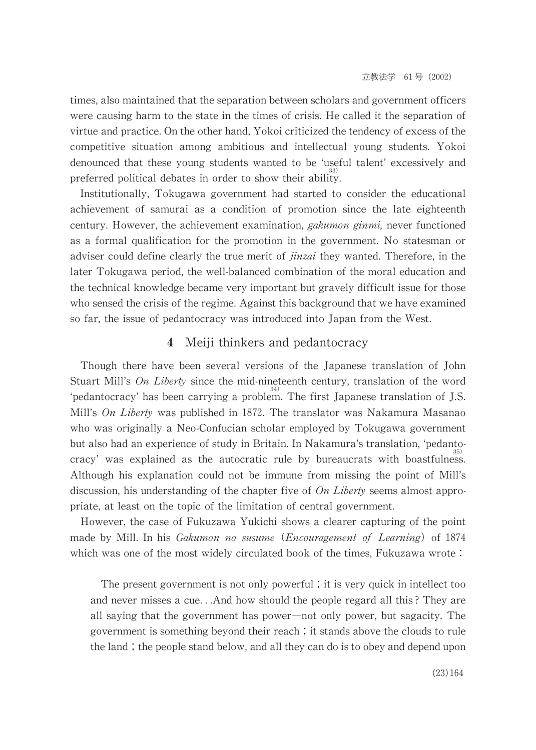times, also maintained that the separation between scholars and government officers were causing harm to the state in the times of crisis. He called it the separation of virtue and practice. On the other hand, Yokoi criticized the tendency of excess of the competitive situation among ambitious and intellectual young students. Yokoi denounced that these young students wanted to be 'useful talent' excessively and preferred political debates in order to show their ability.[33]

Institutionally, Tokugawa government had started to consider the educational achievement of samurai as a condition of promotion since the late eighteenth century. However, the achievement examination, *gakumon ginmi,* never functioned as a formal qualification for the promotion in the government. No statesman or adviser could define clearly the true merit of *jinzai* they wanted. Therefore, in the later Tokugawa period, the well-balanced combination of the moral education and the technical knowledge became very important but gravely difficult issue for those who sensed the crisis of the regime. Against this background that we have examined so far, the issue of pedantocracy was introduced into Japan from the West.

## 4 Meiji thinkers and pedantocracy

Though there have been several versions of the Japanese translation of John Stuart Mill's *On Liberty* since the mid-nineteenth century, translation of the word 'pedantocracy' has been carrying a problem.[34] The first Japanese translation of J.S. Mill's *On Liberty* was published in 1872. The translator was Nakamura Masanao who was originally a Neo-Confucian scholar employed by Tokugawa government but also had an experience of study in Britain. In Nakamura's translation, 'pedantocracy' was explained as the autocratic rule by bureaucrats with boastfulness.[35] Although his explanation could not be immune from missing the point of Mill's discussion, his understanding of the chapter five of *On Liberty* seems almost appropriate, at least on the topic of the limitation of central government.

However, the case of Fukuzawa Yukichi shows a clearer capturing of the point made by Mill. In his *Gakumon no susume* (*Encouragement of Learning*) of 1874 which was one of the most widely circulated book of the times, Fukuzawa wrote :

> The present government is not only powerful ; it is very quick in intellect too and never misses a cue. . .And how should the people regard all this? They are all saying that the government has power—not only power, but sagacity. The government is something beyond their reach ; it stands above the clouds to rule the land ; the people stand below, and all they can do is to obey and depend upon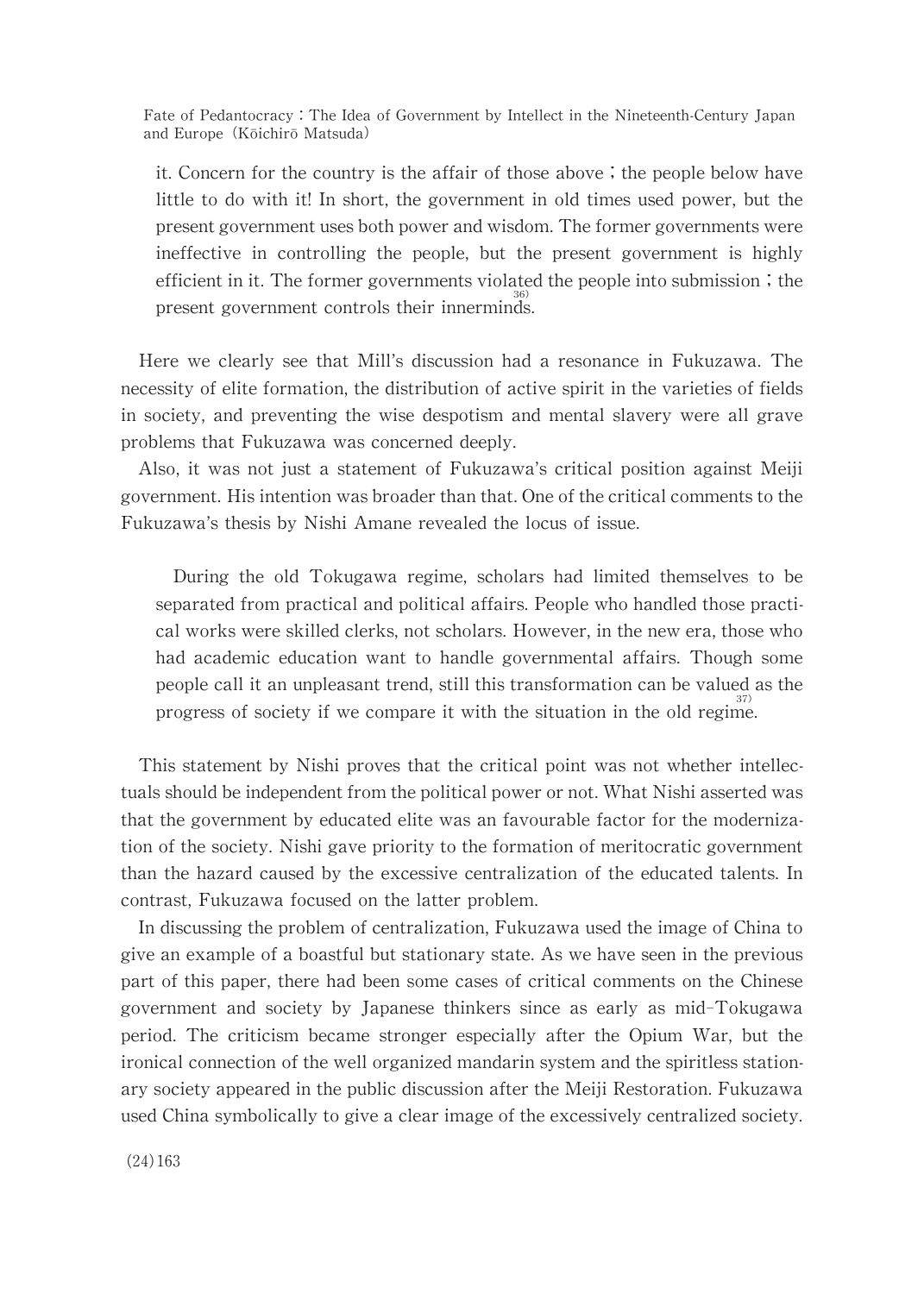it. Concern for the country is the affair of those above ; the people below have little to do with it! In short, the government in old times used power, but the present government uses both power and wisdom. The former governments were ineffective in controlling the people, but the present government is highly efficient in it. The former governments violated the people into submission ; the present government controls their innerminds.[36]

Here we clearly see that Mill's discussion had a resonance in Fukuzawa. The necessity of elite formation, the distribution of active spirit in the varieties of fields in society, and preventing the wise despotism and mental slavery were all grave problems that Fukuzawa was concerned deeply.

Also, it was not just a statement of Fukuzawa's critical position against Meiji government. His intention was broader than that. One of the critical comments to the Fukuzawa's thesis by Nishi Amane revealed the locus of issue.

> During the old Tokugawa regime, scholars had limited themselves to be separated from practical and political affairs. People who handled those practical works were skilled clerks, not scholars. However, in the new era, those who had academic education want to handle governmental affairs. Though some people call it an unpleasant trend, still this transformation can be valued as the progress of society if we compare it with the situation in the old regime.[37]

This statement by Nishi proves that the critical point was not whether intellectuals should be independent from the political power or not. What Nishi asserted was that the government by educated elite was an favourable factor for the modernization of the society. Nishi gave priority to the formation of meritocratic government than the hazard caused by the excessive centralization of the educated talents. In contrast, Fukuzawa focused on the latter problem.

In discussing the problem of centralization, Fukuzawa used the image of China to give an example of a boastful but stationary state. As we have seen in the previous part of this paper, there had been some cases of critical comments on the Chinese government and society by Japanese thinkers since as early as mid-Tokugawa period. The criticism became stronger especially after the Opium War, but the ironical connection of the well organized mandarin system and the spiritless stationary society appeared in the public discussion after the Meiji Restoration. Fukuzawa used China symbolically to give a clear image of the excessively centralized society.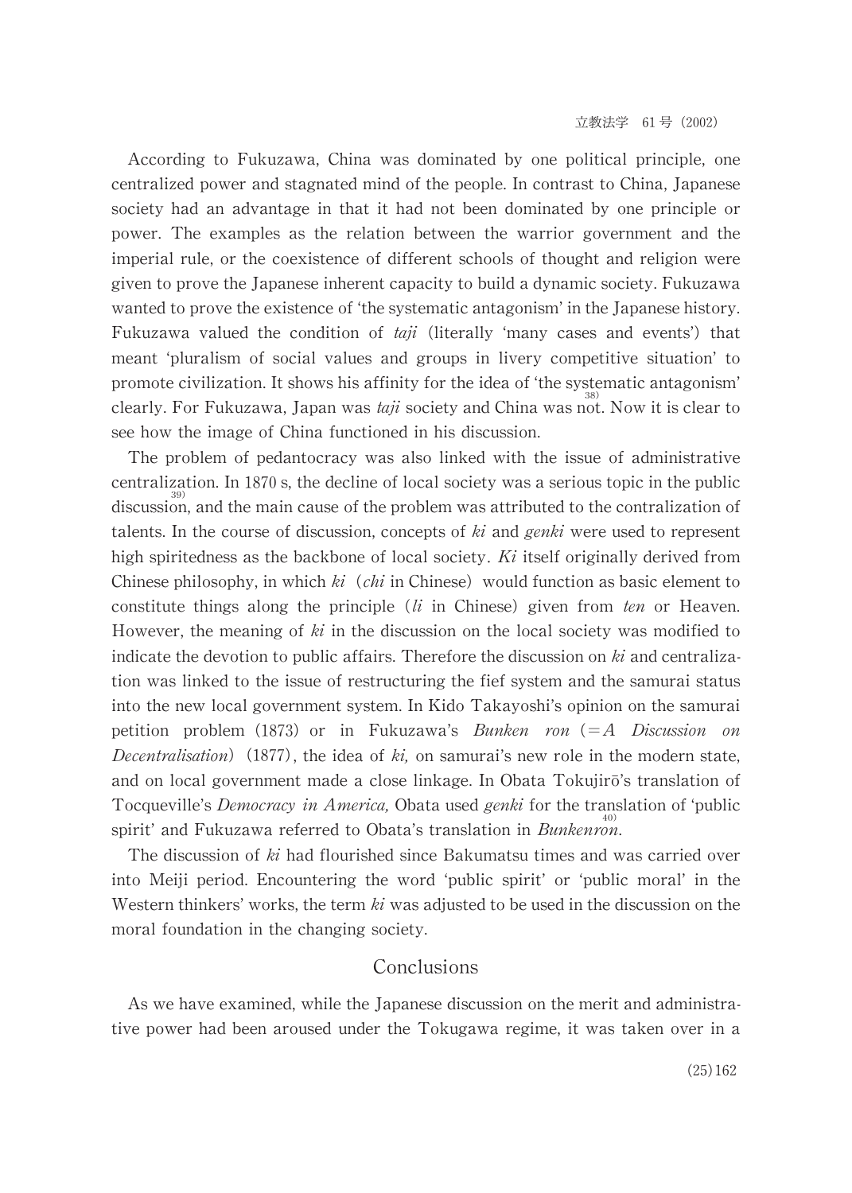According to Fukuzawa, China was dominated by one political principle, one centralized power and stagnated mind of the people. In contrast to China, Japanese society had an advantage in that it had not been dominated by one principle or power. The examples as the relation between the warrior government and the imperial rule, or the coexistence of different schools of thought and religion were given to prove the Japanese inherent capacity to build a dynamic society. Fukuzawa wanted to prove the existence of 'the systematic antagonism' in the Japanese history. Fukuzawa valued the condition of *taji* (literally 'many cases and events') that meant 'pluralism of social values and groups in livery competitive situation' to promote civilization. It shows his affinity for the idea of 'the systematic antagonism' clearly. For Fukuzawa, Japan was *taji* society and China was not.[38] Now it is clear to see how the image of China functioned in his discussion.

The problem of pedantocracy was also linked with the issue of administrative centralization. In 1870 s, the decline of local society was a serious topic in the public discussion,[39] and the main cause of the problem was attributed to the contralization of talents. In the course of discussion, concepts of *ki* and *genki* were used to represent high spiritedness as the backbone of local society. *Ki* itself originally derived from Chinese philosophy, in which *ki* (*chi* in Chinese) would function as basic element to constitute things along the principle (*li* in Chinese) given from *ten* or Heaven. However, the meaning of *ki* in the discussion on the local society was modified to indicate the devotion to public affairs. Therefore the discussion on *ki* and centralization was linked to the issue of restructuring the fief system and the samurai status into the new local government system. In Kido Takayoshi's opinion on the samurai petition problem (1873) or in Fukuzawa's *Bunken ron* (＝*A Discussion on Decentralisation*) (1877), the idea of *ki,* on samurai's new role in the modern state, and on local government made a close linkage. In Obata Tokujirō's translation of Tocqueville's *Democracy in America,* Obata used *genki* for the translation of 'public spirit' and Fukuzawa referred to Obata's translation in *Bunkenron*.[40]

The discussion of *ki* had flourished since Bakumatsu times and was carried over into Meiji period. Encountering the word 'public spirit' or 'public moral' in the Western thinkers' works, the term *ki* was adjusted to be used in the discussion on the moral foundation in the changing society.

## Conclusions

As we have examined, while the Japanese discussion on the merit and administrative power had been aroused under the Tokugawa regime, it was taken over in a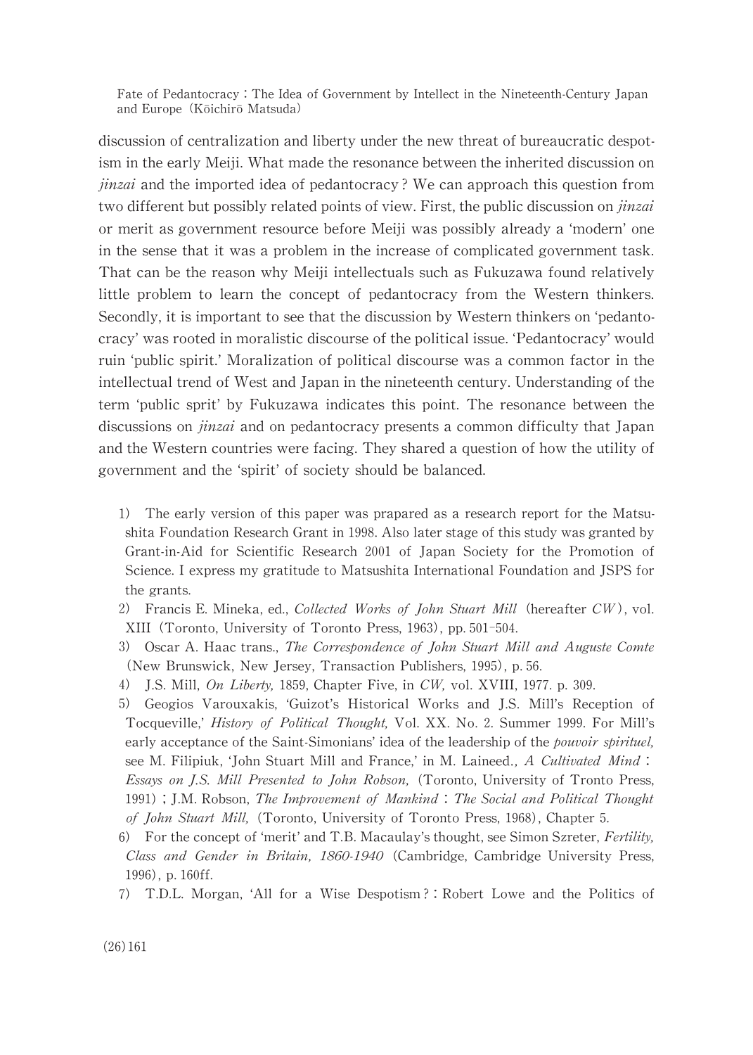discussion of centralization and liberty under the new threat of bureaucratic despotism in the early Meiji. What made the resonance between the inherited discussion on *jinzai* and the imported idea of pedantocracy? We can approach this question from two different but possibly related points of view. First, the public discussion on *jinzai* or merit as government resource before Meiji was possibly already a 'modern' one in the sense that it was a problem in the increase of complicated government task. That can be the reason why Meiji intellectuals such as Fukuzawa found relatively little problem to learn the concept of pedantocracy from the Western thinkers. Secondly, it is important to see that the discussion by Western thinkers on 'pedantocracy' was rooted in moralistic discourse of the political issue. 'Pedantocracy' would ruin 'public spirit.' Moralization of political discourse was a common factor in the intellectual trend of West and Japan in the nineteenth century. Understanding of the term 'public sprit' by Fukuzawa indicates this point. The resonance between the discussions on *jinzai* and on pedantocracy presents a common difficulty that Japan and the Western countries were facing. They shared a question of how the utility of government and the 'spirit' of society should be balanced.

1) The early version of this paper was prapared as a research report for the Matsushita Foundation Research Grant in 1998. Also later stage of this study was granted by Grant-in-Aid for Scientific Research 2001 of Japan Society for the Promotion of Science. I express my gratitude to Matsushita International Foundation and JSPS for the grants.

2) Francis E. Mineka, ed., *Collected Works of John Stuart Mill* (hereafter *CW*), vol. XIII (Toronto, University of Toronto Press, 1963), pp. 501–504.

3) Oscar A. Haac trans., *The Correspondence of John Stuart Mill and Auguste Comte* (New Brunswick, New Jersey, Transaction Publishers, 1995), p. 56.

4) J.S. Mill, *On Liberty,* 1859, Chapter Five, in *CW,* vol. XVIII, 1977. p. 309.

5) Geogios Varouxakis, 'Guizot's Historical Works and J.S. Mill's Reception of Tocqueville,' *History of Political Thought,* Vol. XX. No. 2. Summer 1999. For Mill's early acceptance of the Saint-Simonians' idea of the leadership of the *pouvoir spirituel,* see M. Filipiuk, 'John Stuart Mill and France,' in M. Laineed., *A Cultivated Mind : Essays on J.S. Mill Presented to John Robson,* (Toronto, University of Tronto Press, 1991) ; J.M. Robson, *The Improvement of Mankind : The Social and Political Thought of John Stuart Mill,* (Toronto, University of Toronto Press, 1968), Chapter 5.

6) For the concept of 'merit' and T.B. Macaulay's thought, see Simon Szreter, *Fertility, Class and Gender in Britain, 1860-1940* (Cambridge, Cambridge University Press, 1996), p. 160ff.

7) T.D.L. Morgan, 'All for a Wise Despotism? : Robert Lowe and the Politics of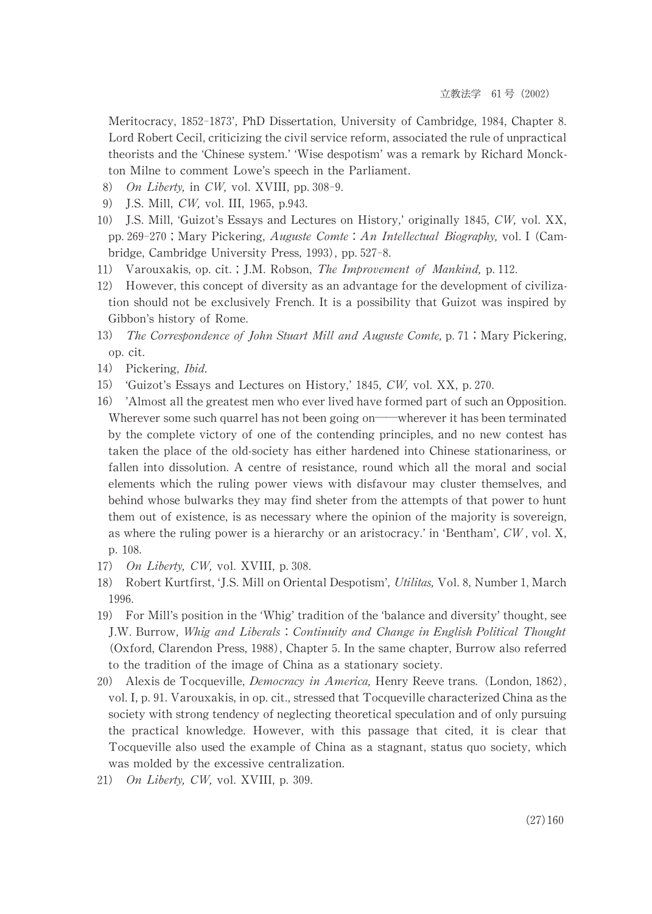Meritocracy, 1852-1873', PhD Dissertation, University of Cambridge, 1984, Chapter 8. Lord Robert Cecil, criticizing the civil service reform, associated the rule of unpractical theorists and the 'Chinese system.' 'Wise despotism' was a remark by Richard Monckton Milne to comment Lowe's speech in the Parliament.

8) *On Liberty,* in *CW,* vol. XVIII, pp. 308-9.

9) J.S. Mill, *CW,* vol. III, 1965, p.943.

10) J.S. Mill, 'Guizot's Essays and Lectures on History,' originally 1845, *CW,* vol. XX, pp. 269-270 ; Mary Pickering, *Auguste Comte : An Intellectual Biography,* vol. I (Cambridge, Cambridge University Press, 1993), pp. 527-8.

11) Varouxakis, op. cit. ; J.M. Robson, *The Improvement of Mankind,* p. 112.

12) However, this concept of diversity as an advantage for the development of civilization should not be exclusively French. It is a possibility that Guizot was inspired by Gibbon's history of Rome.

13) *The Correspondence of John Stuart Mill and Auguste Comte,* p. 71 ; Mary Pickering, op. cit.

14) Pickering, *Ibid.*

15) 'Guizot's Essays and Lectures on History,' 1845, *CW,* vol. XX, p. 270.

16) 'Almost all the greatest men who ever lived have formed part of such an Opposition. Wherever some such quarrel has not been going on――wherever it has been terminated by the complete victory of one of the contending principles, and no new contest has taken the place of the old-society has either hardened into Chinese stationariness, or fallen into dissolution. A centre of resistance, round which all the moral and social elements which the ruling power views with disfavour may cluster themselves, and behind whose bulwarks they may find sheter from the attempts of that power to hunt them out of existence, is as necessary where the opinion of the majority is sovereign, as where the ruling power is a hierarchy or an aristocracy.' in 'Bentham', *CW*, vol. X, p. 108.

17) *On Liberty, CW,* vol. XVIII, p. 308.

18) Robert Kurtfirst, 'J.S. Mill on Oriental Despotism', *Utilitas,* Vol. 8, Number 1, March 1996.

19) For Mill's position in the 'Whig' tradition of the 'balance and diversity' thought, see J.W. Burrow, *Whig and Liberals : Continuity and Change in English Political Thought* (Oxford, Clarendon Press, 1988), Chapter 5. In the same chapter, Burrow also referred to the tradition of the image of China as a stationary society.

20) Alexis de Tocqueville, *Democracy in America,* Henry Reeve trans. (London, 1862), vol. I, p. 91. Varouxakis, in op. cit., stressed that Tocqueville characterized China as the society with strong tendency of neglecting theoretical speculation and of only pursuing the practical knowledge. However, with this passage that cited, it is clear that Tocqueville also used the example of China as a stagnant, status quo society, which was molded by the excessive centralization.

21) *On Liberty, CW,* vol. XVIII, p. 309.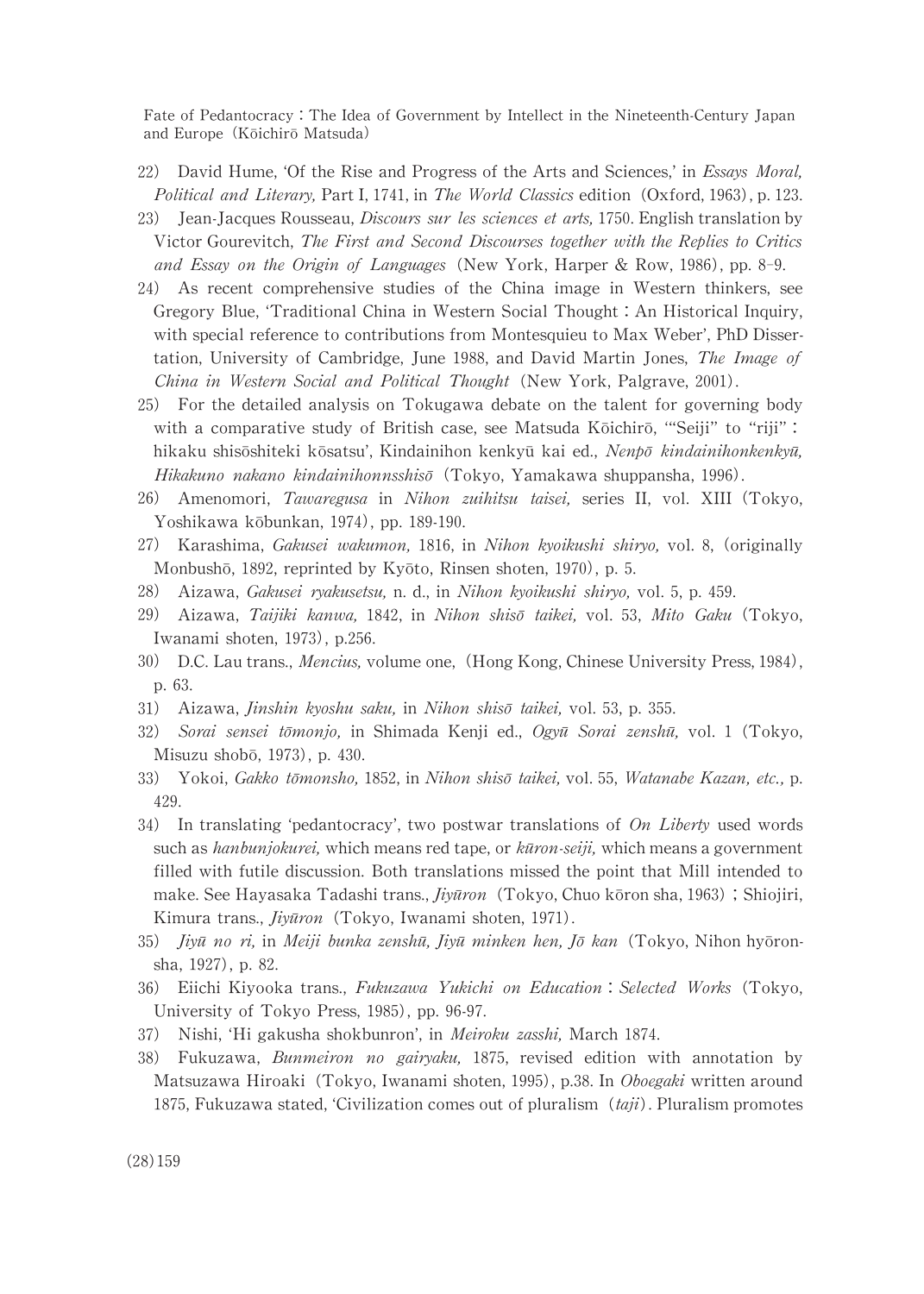22) David Hume, 'Of the Rise and Progress of the Arts and Sciences,' in *Essays Moral, Political and Literary,* Part I, 1741, in *The World Classics* edition (Oxford, 1963), p. 123.

23) Jean-Jacques Rousseau, *Discours sur les sciences et arts,* 1750. English translation by Victor Gourevitch, *The First and Second Discourses together with the Replies to Critics and Essay on the Origin of Languages* (New York, Harper & Row, 1986), pp. 8–9.

24) As recent comprehensive studies of the China image in Western thinkers, see Gregory Blue, 'Traditional China in Western Social Thought : An Historical Inquiry, with special reference to contributions from Montesquieu to Max Weber', PhD Dissertation, University of Cambridge, June 1988, and David Martin Jones, *The Image of China in Western Social and Political Thought* (New York, Palgrave, 2001).

25) For the detailed analysis on Tokugawa debate on the talent for governing body with a comparative study of British case, see Matsuda Kōichirō, '"Seiji" to "riji" : hikaku shisōshiteki kōsatsu', Kindainihon kenkyū kai ed., *Nenpō kindainihonkenkyū, Hikakuno nakano kindainihonnsshisō* (Tokyo, Yamakawa shuppansha, 1996).

26) Amenomori, *Tawaregusa* in *Nihon zuihitsu taisei,* series II, vol. XIII (Tokyo, Yoshikawa kōbunkan, 1974), pp. 189-190.

27) Karashima, *Gakusei wakumon,* 1816, in *Nihon kyoikushi shiryo,* vol. 8, (originally Monbushō, 1892, reprinted by Kyōto, Rinsen shoten, 1970), p. 5.

28) Aizawa, *Gakusei ryakusetsu,* n. d., in *Nihon kyoikushi shiryo,* vol. 5, p. 459.

29) Aizawa, *Taijiki kanwa,* 1842, in *Nihon shisō taikei,* vol. 53, *Mito Gaku* (Tokyo, Iwanami shoten, 1973), p.256.

30) D.C. Lau trans., *Mencius,* volume one, (Hong Kong, Chinese University Press, 1984), p. 63.

31) Aizawa, *Jinshin kyoshu saku,* in *Nihon shisō taikei,* vol. 53, p. 355.

32) *Sorai sensei tōmonjo,* in Shimada Kenji ed., *Ogyū Sorai zenshū,* vol. 1 (Tokyo, Misuzu shobō, 1973), p. 430.

33) Yokoi, *Gakko tōmonsho,* 1852, in *Nihon shisō taikei,* vol. 55, *Watanabe Kazan, etc.,* p. 429.

34) In translating 'pedantocracy', two postwar translations of *On Liberty* used words such as *hanbunjokurei,* which means red tape, or *kūron-seiji,* which means a government filled with futile discussion. Both translations missed the point that Mill intended to make. See Hayasaka Tadashi trans., *Jiyūron* (Tokyo, Chuo kōron sha, 1963) ; Shiojiri, Kimura trans., *Jiyūron* (Tokyo, Iwanami shoten, 1971).

35) *Jiyū no ri,* in *Meiji bunka zenshū, Jiyū minken hen, Jō kan* (Tokyo, Nihon hyōron-sha, 1927), p. 82.

36) Eiichi Kiyooka trans., *Fukuzawa Yukichi on Education : Selected Works* (Tokyo, University of Tokyo Press, 1985), pp. 96-97.

37) Nishi, 'Hi gakusha shokbunron', in *Meiroku zasshi,* March 1874.

38) Fukuzawa, *Bunmeiron no gairyaku,* 1875, revised edition with annotation by Matsuzawa Hiroaki (Tokyo, Iwanami shoten, 1995), p.38. In *Oboegaki* written around 1875, Fukuzawa stated, 'Civilization comes out of pluralism (*taji*). Pluralism promotes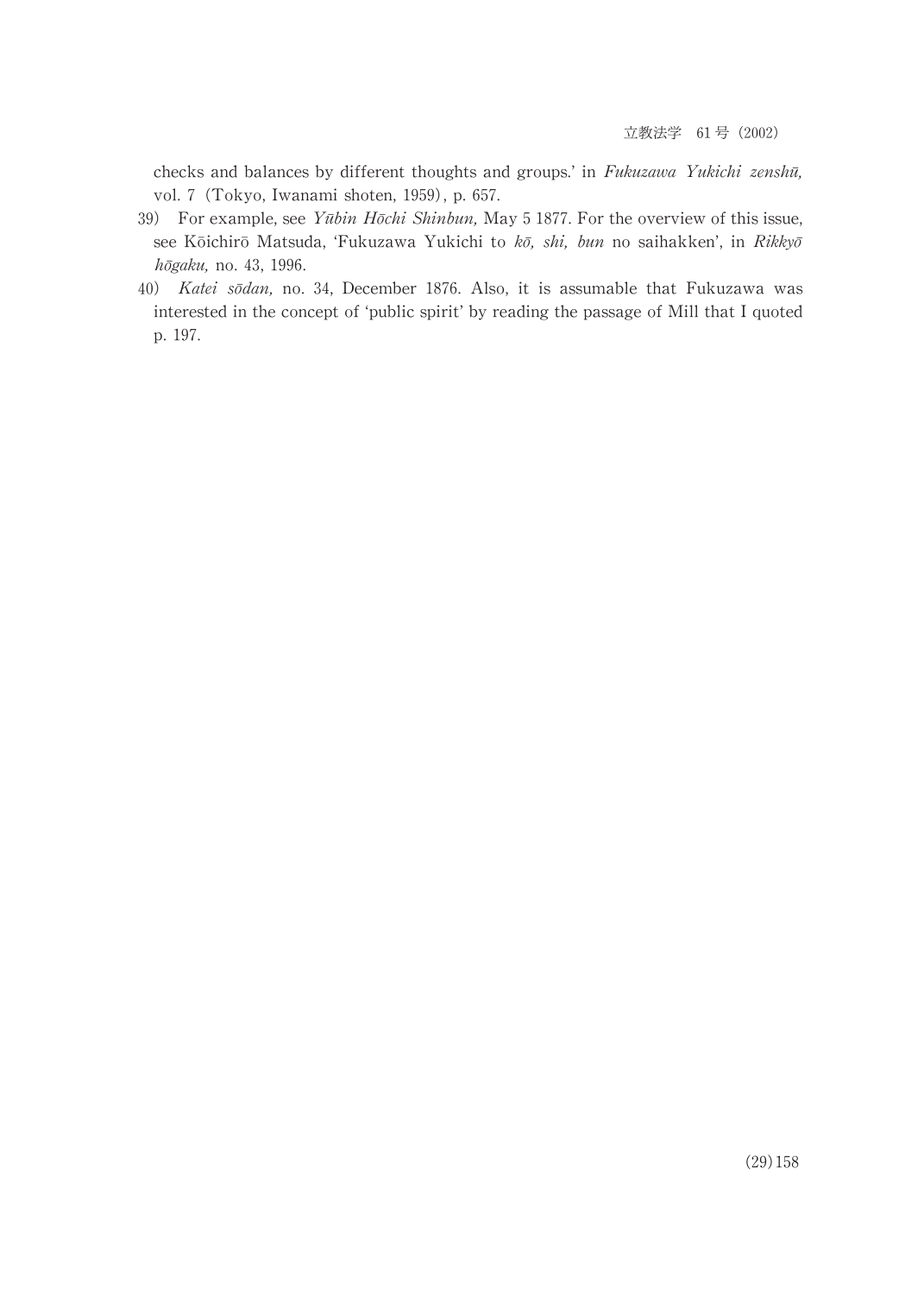checks and balances by different thoughts and groups.' in *Fukuzawa Yukichi zenshū,* vol. 7 (Tokyo, Iwanami shoten, 1959), p. 657.

39) For example, see *Yūbin Hōchi Shinbun,* May 5 1877. For the overview of this issue, see Kōichirō Matsuda, 'Fukuzawa Yukichi to *kō, shi, bun* no saihakken', in *Rikkyō hōgaku,* no. 43, 1996.

40) *Katei sōdan,* no. 34, December 1876. Also, it is assumable that Fukuzawa was interested in the concept of 'public spirit' by reading the passage of Mill that I quoted p. 197.